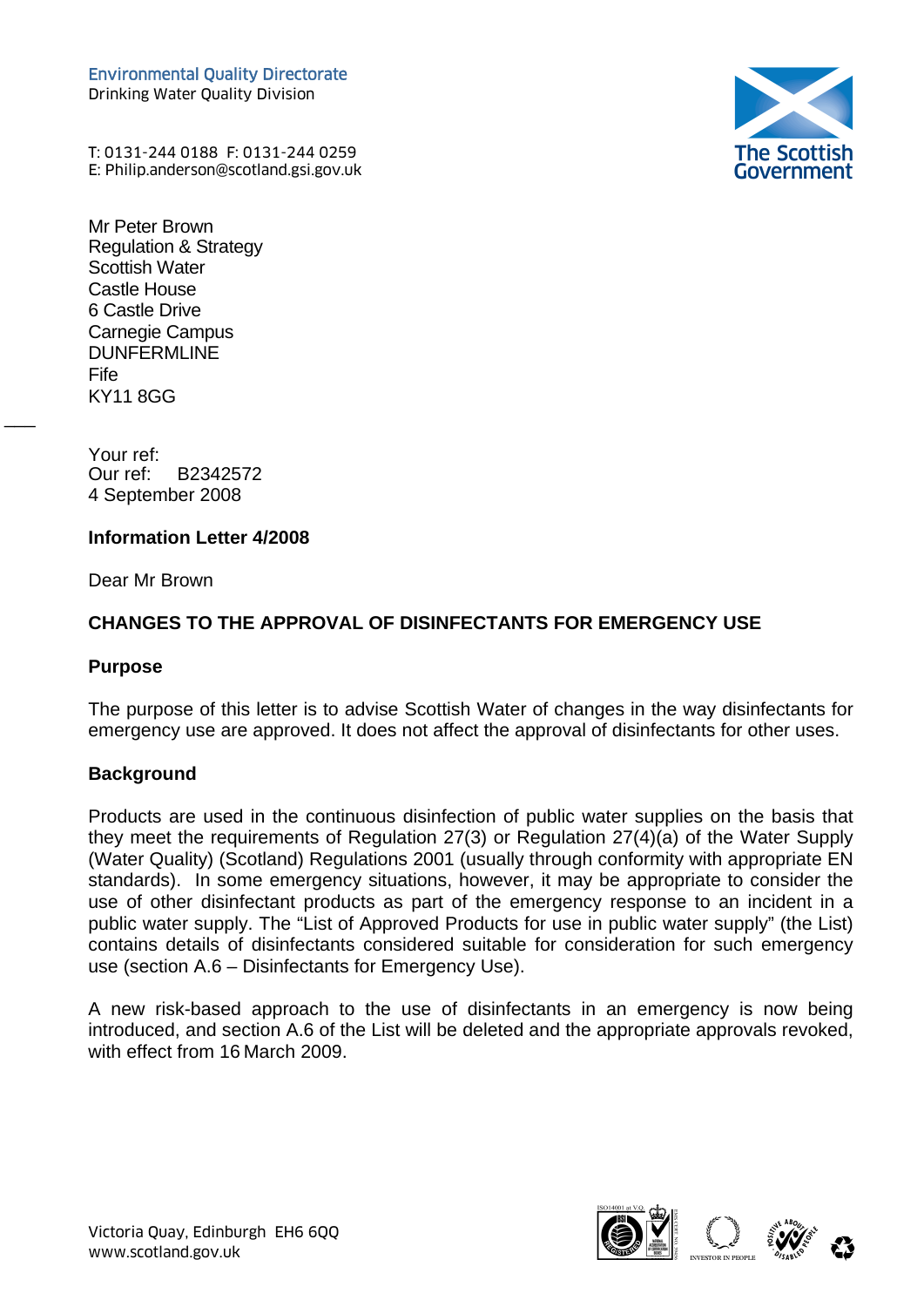Environmental Quality Directorate
Drinking Water Quality Division

T: 0131-244 0188  F: 0131-244 0259
E: Philip.anderson@scotland.gsi.gov.uk

The Scottish Government

Mr Peter Brown
Regulation & Strategy
Scottish Water
Castle House
6 Castle Drive
Carnegie Campus
DUNFERMLINE
Fife
KY11 8GG

Your ref:
Our ref:    B2342572
4 September 2008

**Information Letter 4/2008**

Dear Mr Brown

**CHANGES TO THE APPROVAL OF DISINFECTANTS FOR EMERGENCY USE**

**Purpose**

The purpose of this letter is to advise Scottish Water of changes in the way disinfectants for emergency use are approved. It does not affect the approval of disinfectants for other uses.

**Background**

Products are used in the continuous disinfection of public water supplies on the basis that they meet the requirements of Regulation 27(3) or Regulation 27(4)(a) of the Water Supply (Water Quality) (Scotland) Regulations 2001 (usually through conformity with appropriate EN standards). In some emergency situations, however, it may be appropriate to consider the use of other disinfectant products as part of the emergency response to an incident in a public water supply. The "List of Approved Products for use in public water supply" (the List) contains details of disinfectants considered suitable for consideration for such emergency use (section A.6 – Disinfectants for Emergency Use).

A new risk-based approach to the use of disinfectants in an emergency is now being introduced, and section A.6 of the List will be deleted and the appropriate approvals revoked, with effect from 16 March 2009.

Victoria Quay, Edinburgh  EH6 6QQ
www.scotland.gov.uk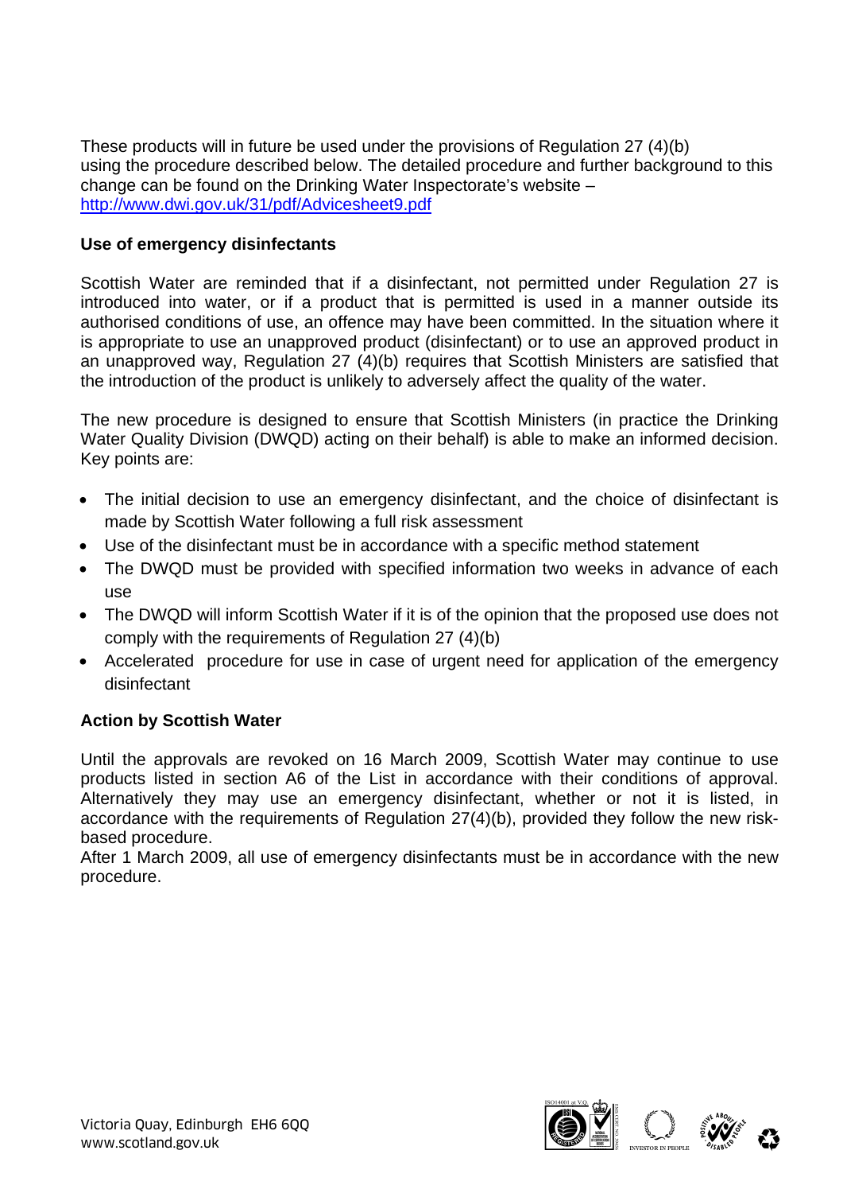These products will in future be used under the provisions of Regulation 27 (4)(b) using the procedure described below. The detailed procedure and further background to this change can be found on the Drinking Water Inspectorate's website – [http://www.dwi.gov.uk/31/pdf/Advicesheet9.pdf](http://www.dwi.gov.uk/31/pdf/Advicesheet9.pdf)

**Use of emergency disinfectants**

Scottish Water are reminded that if a disinfectant, not permitted under Regulation 27 is introduced into water, or if a product that is permitted is used in a manner outside its authorised conditions of use, an offence may have been committed. In the situation where it is appropriate to use an unapproved product (disinfectant) or to use an approved product in an unapproved way, Regulation 27 (4)(b) requires that Scottish Ministers are satisfied that the introduction of the product is unlikely to adversely affect the quality of the water.

The new procedure is designed to ensure that Scottish Ministers (in practice the Drinking Water Quality Division (DWQD) acting on their behalf) is able to make an informed decision. Key points are:

- The initial decision to use an emergency disinfectant, and the choice of disinfectant is made by Scottish Water following a full risk assessment
- Use of the disinfectant must be in accordance with a specific method statement
- The DWQD must be provided with specified information two weeks in advance of each use
- The DWQD will inform Scottish Water if it is of the opinion that the proposed use does not comply with the requirements of Regulation 27 (4)(b)
- Accelerated procedure for use in case of urgent need for application of the emergency disinfectant

**Action by Scottish Water**

Until the approvals are revoked on 16 March 2009, Scottish Water may continue to use products listed in section A6 of the List in accordance with their conditions of approval. Alternatively they may use an emergency disinfectant, whether or not it is listed, in accordance with the requirements of Regulation 27(4)(b), provided they follow the new risk-based procedure.

After 1 March 2009, all use of emergency disinfectants must be in accordance with the new procedure.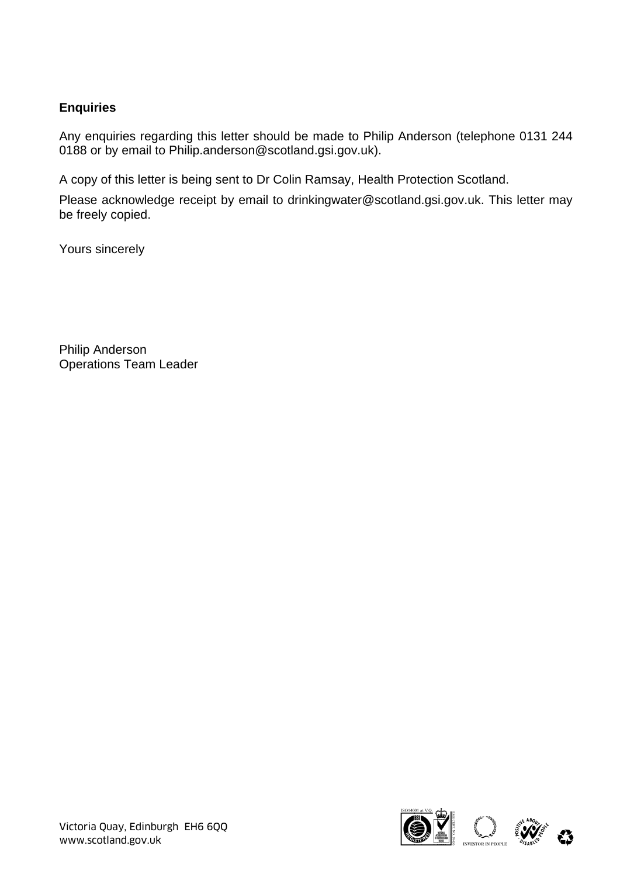**Enquiries**

Any enquiries regarding this letter should be made to Philip Anderson (telephone 0131 244 0188 or by email to Philip.anderson@scotland.gsi.gov.uk).

A copy of this letter is being sent to Dr Colin Ramsay, Health Protection Scotland.

Please acknowledge receipt by email to drinkingwater@scotland.gsi.gov.uk. This letter may be freely copied.

Yours sincerely

Philip Anderson
Operations Team Leader